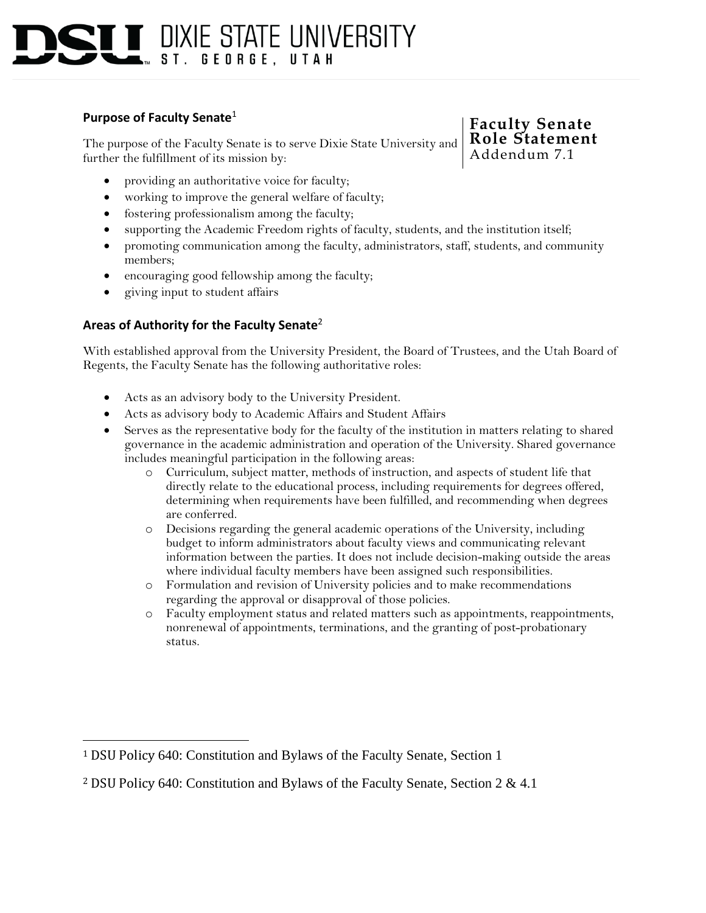# DSU DIXIE STATE UNIVERSITY
ST. GEORGE, UTAH

**Faculty Senate Role Statement**
Addendum 7.1

## Purpose of Faculty Senate[1]

The purpose of the Faculty Senate is to serve Dixie State University and further the fulfillment of its mission by:

- providing an authoritative voice for faculty;
- working to improve the general welfare of faculty;
- fostering professionalism among the faculty;
- supporting the Academic Freedom rights of faculty, students, and the institution itself;
- promoting communication among the faculty, administrators, staff, students, and community members;
- encouraging good fellowship among the faculty;
- giving input to student affairs

## Areas of Authority for the Faculty Senate[2]

With established approval from the University President, the Board of Trustees, and the Utah Board of Regents, the Faculty Senate has the following authoritative roles:

- Acts as an advisory body to the University President.
- Acts as advisory body to Academic Affairs and Student Affairs
- Serves as the representative body for the faculty of the institution in matters relating to shared governance in the academic administration and operation of the University. Shared governance includes meaningful participation in the following areas:
  - Curriculum, subject matter, methods of instruction, and aspects of student life that directly relate to the educational process, including requirements for degrees offered, determining when requirements have been fulfilled, and recommending when degrees are conferred.
  - Decisions regarding the general academic operations of the University, including budget to inform administrators about faculty views and communicating relevant information between the parties. It does not include decision-making outside the areas where individual faculty members have been assigned such responsibilities.
  - Formulation and revision of University policies and to make recommendations regarding the approval or disapproval of those policies.
  - Faculty employment status and related matters such as appointments, reappointments, nonrenewal of appointments, terminations, and the granting of post-probationary status.

---

[1] DSU Policy 640: Constitution and Bylaws of the Faculty Senate, Section 1

[2] DSU Policy 640: Constitution and Bylaws of the Faculty Senate, Section 2 & 4.1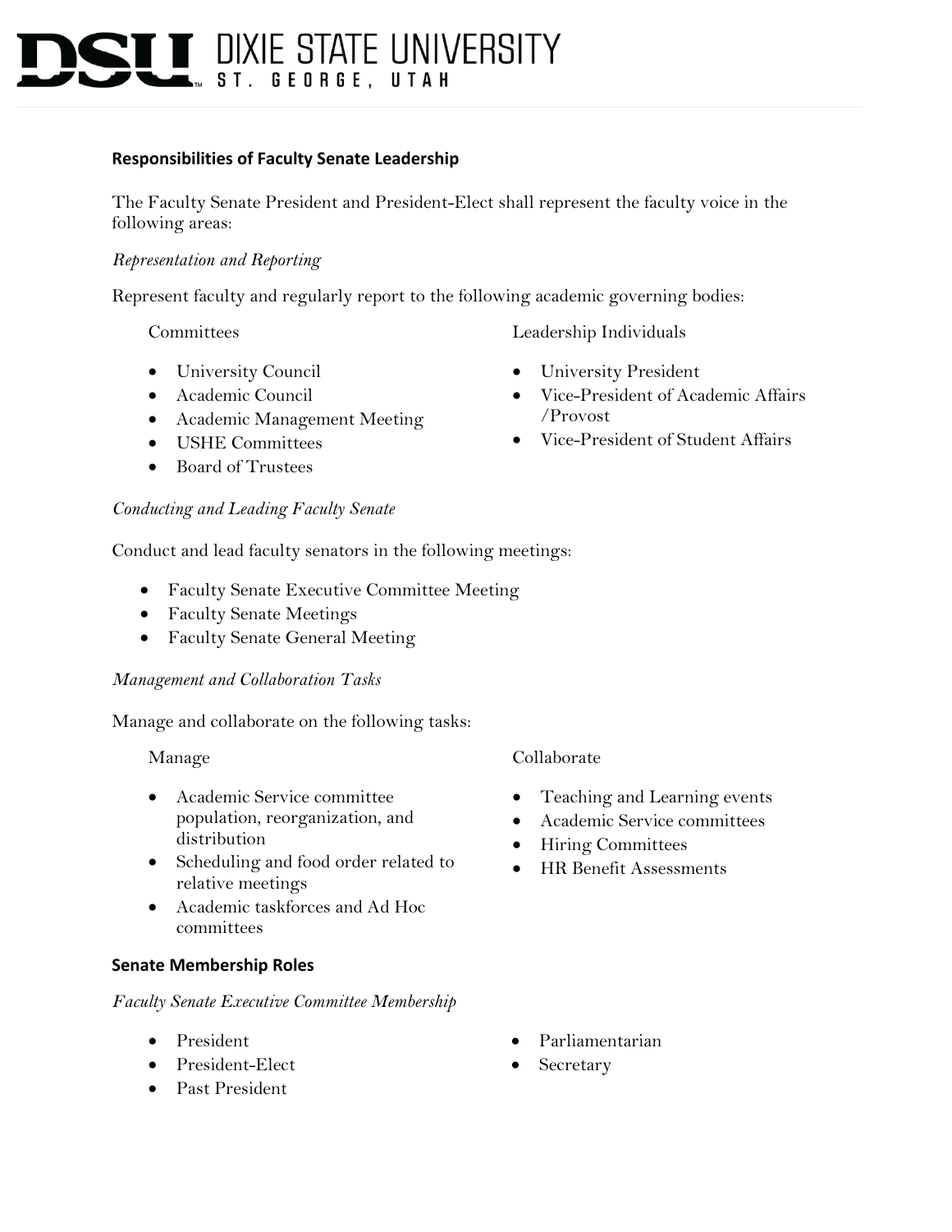# DSU DIXIE STATE UNIVERSITY
ST. GEORGE, UTAH

**Responsibilities of Faculty Senate Leadership**

The Faculty Senate President and President-Elect shall represent the faculty voice in the following areas:

*Representation and Reporting*

Represent faculty and regularly report to the following academic governing bodies:

Committees

- University Council
- Academic Council
- Academic Management Meeting
- USHE Committees
- Board of Trustees

Leadership Individuals

- University President
- Vice-President of Academic Affairs /Provost
- Vice-President of Student Affairs

*Conducting and Leading Faculty Senate*

Conduct and lead faculty senators in the following meetings:

- Faculty Senate Executive Committee Meeting
- Faculty Senate Meetings
- Faculty Senate General Meeting

*Management and Collaboration Tasks*

Manage and collaborate on the following tasks:

Manage

- Academic Service committee population, reorganization, and distribution
- Scheduling and food order related to relative meetings
- Academic taskforces and Ad Hoc committees

Collaborate

- Teaching and Learning events
- Academic Service committees
- Hiring Committees
- HR Benefit Assessments

**Senate Membership Roles**

*Faculty Senate Executive Committee Membership*

- President
- President-Elect
- Past President
- Parliamentarian
- Secretary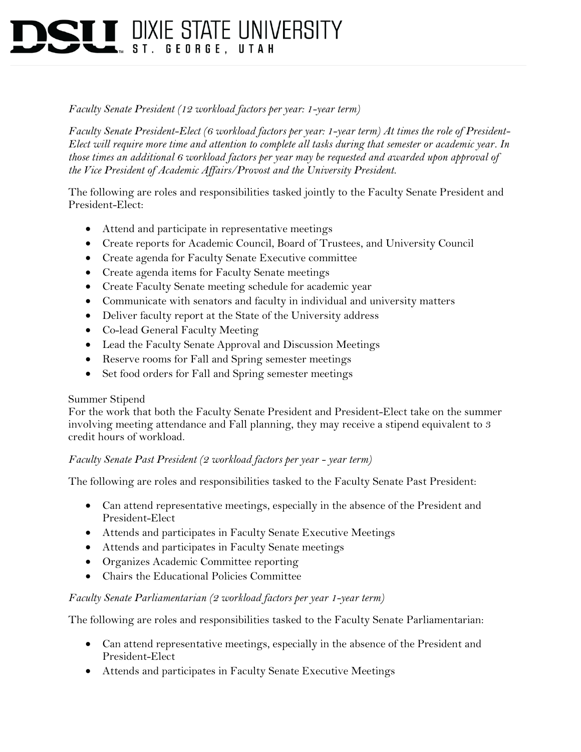*Faculty Senate President (12 workload factors per year: 1-year term)*

*Faculty Senate President-Elect (6 workload factors per year: 1-year term) At times the role of President-Elect will require more time and attention to complete all tasks during that semester or academic year. In those times an additional 6 workload factors per year may be requested and awarded upon approval of the Vice President of Academic Affairs/Provost and the University President.*

The following are roles and responsibilities tasked jointly to the Faculty Senate President and President-Elect:

- Attend and participate in representative meetings
- Create reports for Academic Council, Board of Trustees, and University Council
- Create agenda for Faculty Senate Executive committee
- Create agenda items for Faculty Senate meetings
- Create Faculty Senate meeting schedule for academic year
- Communicate with senators and faculty in individual and university matters
- Deliver faculty report at the State of the University address
- Co-lead General Faculty Meeting
- Lead the Faculty Senate Approval and Discussion Meetings
- Reserve rooms for Fall and Spring semester meetings
- Set food orders for Fall and Spring semester meetings

Summer Stipend
For the work that both the Faculty Senate President and President-Elect take on the summer involving meeting attendance and Fall planning, they may receive a stipend equivalent to 3 credit hours of workload.

*Faculty Senate Past President (2 workload factors per year - year term)*

The following are roles and responsibilities tasked to the Faculty Senate Past President:

- Can attend representative meetings, especially in the absence of the President and President-Elect
- Attends and participates in Faculty Senate Executive Meetings
- Attends and participates in Faculty Senate meetings
- Organizes Academic Committee reporting
- Chairs the Educational Policies Committee

*Faculty Senate Parliamentarian (2 workload factors per year 1-year term)*

The following are roles and responsibilities tasked to the Faculty Senate Parliamentarian:

- Can attend representative meetings, especially in the absence of the President and President-Elect
- Attends and participates in Faculty Senate Executive Meetings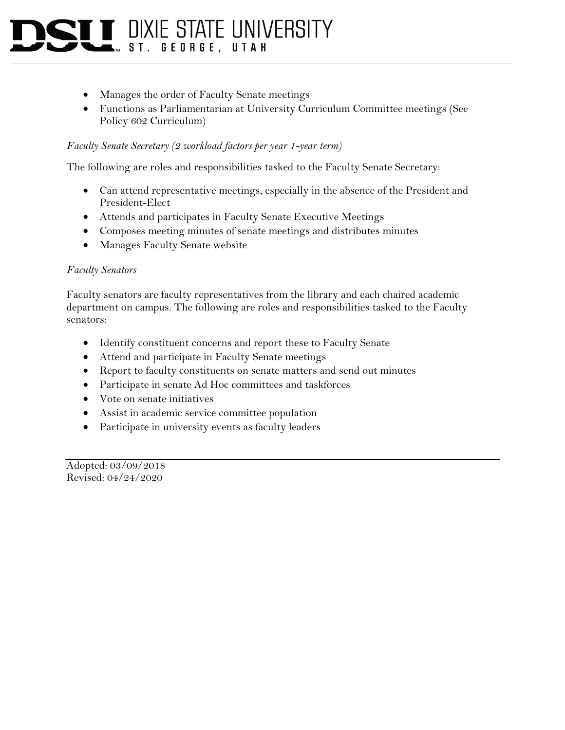- Manages the order of Faculty Senate meetings
- Functions as Parliamentarian at University Curriculum Committee meetings (See Policy 602 Curriculum)

*Faculty Senate Secretary (2 workload factors per year 1-year term)*

The following are roles and responsibilities tasked to the Faculty Senate Secretary:

- Can attend representative meetings, especially in the absence of the President and President-Elect
- Attends and participates in Faculty Senate Executive Meetings
- Composes meeting minutes of senate meetings and distributes minutes
- Manages Faculty Senate website

*Faculty Senators*

Faculty senators are faculty representatives from the library and each chaired academic department on campus. The following are roles and responsibilities tasked to the Faculty senators:

- Identify constituent concerns and report these to Faculty Senate
- Attend and participate in Faculty Senate meetings
- Report to faculty constituents on senate matters and send out minutes
- Participate in senate Ad Hoc committees and taskforces
- Vote on senate initiatives
- Assist in academic service committee population
- Participate in university events as faculty leaders

---

Adopted: 03/09/2018
Revised: 04/24/2020